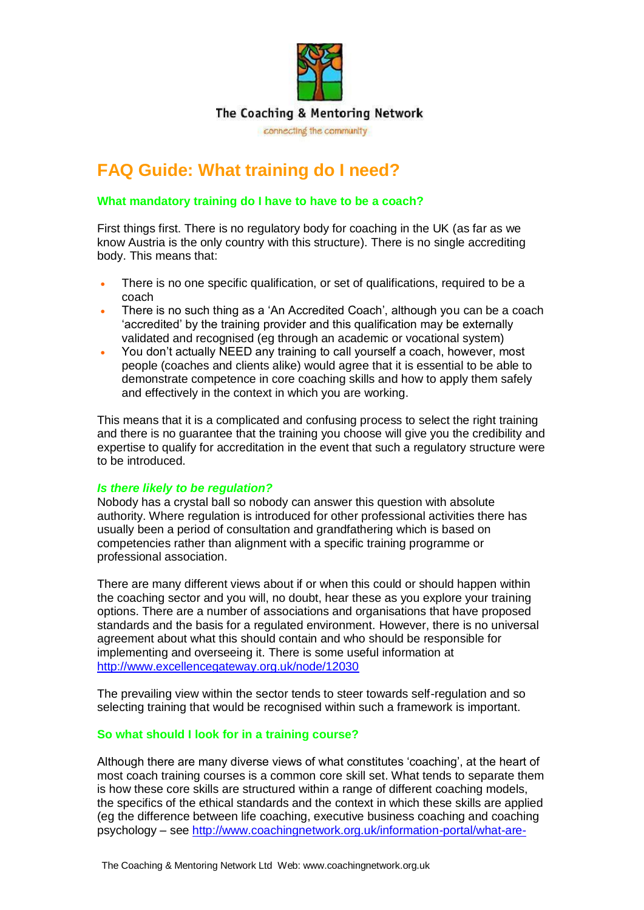The Coaching & Mentoring Network

connecting the community

# FAQ Guide: What training do I need?

## What mandatory training do I have to have to be a coach?

First things first. There is no regulatory body for coaching in the UK (as far as we know Austria is the only country with this structure). There is no single accrediting body. This means that:

- There is no one specific qualification, or set of qualifications, required to be a coach
- There is no such thing as a 'An Accredited Coach', although you can be a coach 'accredited' by the training provider and this qualification may be externally validated and recognised (eg through an academic or vocational system)
- You don't actually NEED any training to call yourself a coach, however, most people (coaches and clients alike) would agree that it is essential to be able to demonstrate competence in core coaching skills and how to apply them safely and effectively in the context in which you are working.

This means that it is a complicated and confusing process to select the right training and there is no guarantee that the training you choose will give you the credibility and expertise to qualify for accreditation in the event that such a regulatory structure were to be introduced.

### *Is there likely to be regulation?*

Nobody has a crystal ball so nobody can answer this question with absolute authority. Where regulation is introduced for other professional activities there has usually been a period of consultation and grandfathering which is based on competencies rather than alignment with a specific training programme or professional association.

There are many different views about if or when this could or should happen within the coaching sector and you will, no doubt, hear these as you explore your training options. There are a number of associations and organisations that have proposed standards and the basis for a regulated environment. However, there is no universal agreement about what this should contain and who should be responsible for implementing and overseeing it. There is some useful information at http://www.excellencegateway.org.uk/node/12030

The prevailing view within the sector tends to steer towards self-regulation and so selecting training that would be recognised within such a framework is important.

## So what should I look for in a training course?

Although there are many diverse views of what constitutes 'coaching', at the heart of most coach training courses is a common core skill set. What tends to separate them is how these core skills are structured within a range of different coaching models, the specifics of the ethical standards and the context in which these skills are applied (eg the difference between life coaching, executive business coaching and coaching psychology – see http://www.coachingnetwork.org.uk/information-portal/what-are-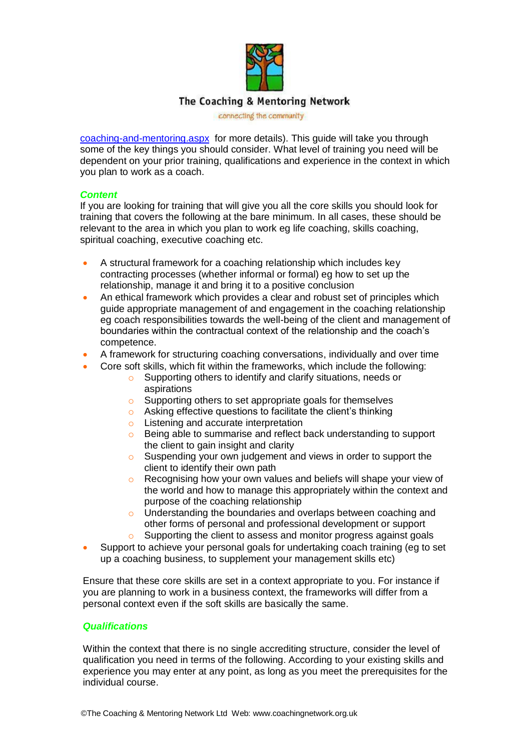coaching-and-mentoring.aspx for more details). This guide will take you through some of the key things you should consider. What level of training you need will be dependent on your prior training, qualifications and experience in the context in which you plan to work as a coach.

### *Content*

If you are looking for training that will give you all the core skills you should look for training that covers the following at the bare minimum. In all cases, these should be relevant to the area in which you plan to work eg life coaching, skills coaching, spiritual coaching, executive coaching etc.

- A structural framework for a coaching relationship which includes key contracting processes (whether informal or formal) eg how to set up the relationship, manage it and bring it to a positive conclusion
- An ethical framework which provides a clear and robust set of principles which guide appropriate management of and engagement in the coaching relationship eg coach responsibilities towards the well-being of the client and management of boundaries within the contractual context of the relationship and the coach's competence.
- A framework for structuring coaching conversations, individually and over time
- Core soft skills, which fit within the frameworks, which include the following:
  - Supporting others to identify and clarify situations, needs or aspirations
  - Supporting others to set appropriate goals for themselves
  - Asking effective questions to facilitate the client's thinking
  - Listening and accurate interpretation
  - Being able to summarise and reflect back understanding to support the client to gain insight and clarity
  - Suspending your own judgement and views in order to support the client to identify their own path
  - Recognising how your own values and beliefs will shape your view of the world and how to manage this appropriately within the context and purpose of the coaching relationship
  - Understanding the boundaries and overlaps between coaching and other forms of personal and professional development or support
  - Supporting the client to assess and monitor progress against goals
- Support to achieve your personal goals for undertaking coach training (eg to set up a coaching business, to supplement your management skills etc)

Ensure that these core skills are set in a context appropriate to you. For instance if you are planning to work in a business context, the frameworks will differ from a personal context even if the soft skills are basically the same.

### *Qualifications*

Within the context that there is no single accrediting structure, consider the level of qualification you need in terms of the following. According to your existing skills and experience you may enter at any point, as long as you meet the prerequisites for the individual course.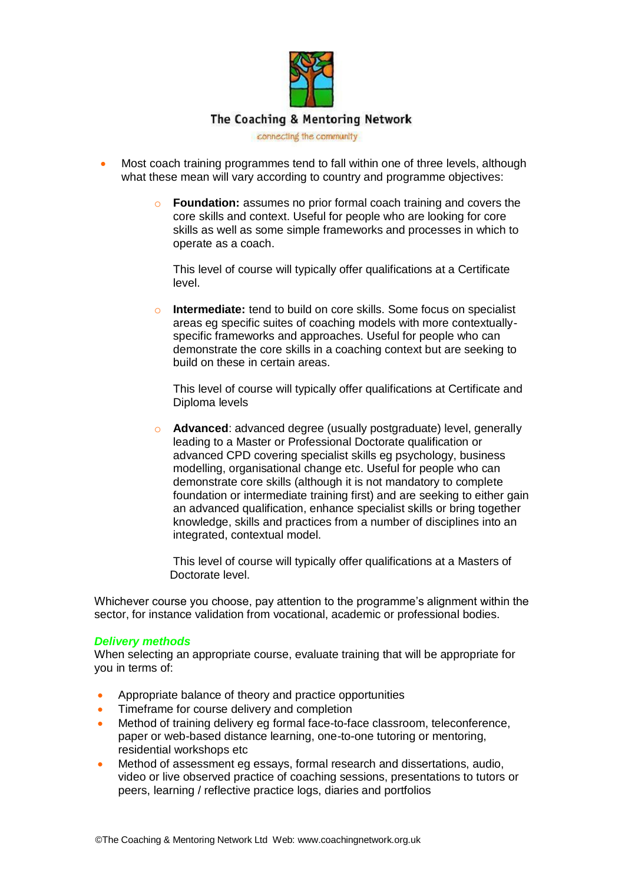- Most coach training programmes tend to fall within one of three levels, although what these mean will vary according to country and programme objectives:

    - **Foundation:** assumes no prior formal coach training and covers the core skills and context. Useful for people who are looking for core skills as well as some simple frameworks and processes in which to operate as a coach.

      This level of course will typically offer qualifications at a Certificate level.

    - **Intermediate:** tend to build on core skills. Some focus on specialist areas eg specific suites of coaching models with more contextually-specific frameworks and approaches. Useful for people who can demonstrate the core skills in a coaching context but are seeking to build on these in certain areas.

      This level of course will typically offer qualifications at Certificate and Diploma levels

    - **Advanced**: advanced degree (usually postgraduate) level, generally leading to a Master or Professional Doctorate qualification or advanced CPD covering specialist skills eg psychology, business modelling, organisational change etc. Useful for people who can demonstrate core skills (although it is not mandatory to complete foundation or intermediate training first) and are seeking to either gain an advanced qualification, enhance specialist skills or bring together knowledge, skills and practices from a number of disciplines into an integrated, contextual model.

      This level of course will typically offer qualifications at a Masters of Doctorate level.

Whichever course you choose, pay attention to the programme's alignment within the sector, for instance validation from vocational, academic or professional bodies.

***Delivery methods***

When selecting an appropriate course, evaluate training that will be appropriate for you in terms of:

- Appropriate balance of theory and practice opportunities
- Timeframe for course delivery and completion
- Method of training delivery eg formal face-to-face classroom, teleconference, paper or web-based distance learning, one-to-one tutoring or mentoring, residential workshops etc
- Method of assessment eg essays, formal research and dissertations, audio, video or live observed practice of coaching sessions, presentations to tutors or peers, learning / reflective practice logs, diaries and portfolios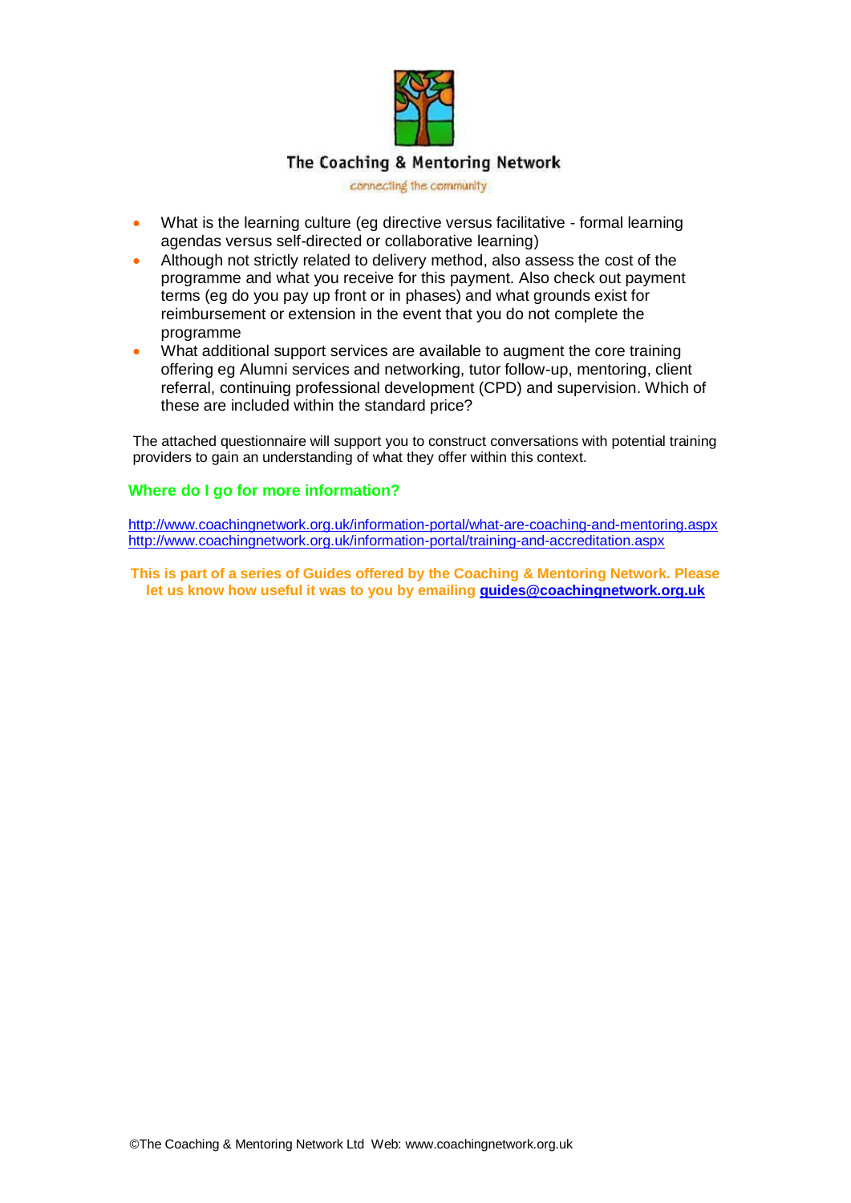The Coaching & Mentoring Network

connecting the community

- What is the learning culture (eg directive versus facilitative - formal learning agendas versus self-directed or collaborative learning)
- Although not strictly related to delivery method, also assess the cost of the programme and what you receive for this payment. Also check out payment terms (eg do you pay up front or in phases) and what grounds exist for reimbursement or extension in the event that you do not complete the programme
- What additional support services are available to augment the core training offering eg Alumni services and networking, tutor follow-up, mentoring, client referral, continuing professional development (CPD) and supervision. Which of these are included within the standard price?

The attached questionnaire will support you to construct conversations with potential training providers to gain an understanding of what they offer within this context.

### Where do I go for more information?

http://www.coachingnetwork.org.uk/information-portal/what-are-coaching-and-mentoring.aspx
http://www.coachingnetwork.org.uk/information-portal/training-and-accreditation.aspx

**This is part of a series of Guides offered by the Coaching & Mentoring Network. Please let us know how useful it was to you by emailing guides@coachingnetwork.org.uk**

©The Coaching & Mentoring Network Ltd Web: www.coachingnetwork.org.uk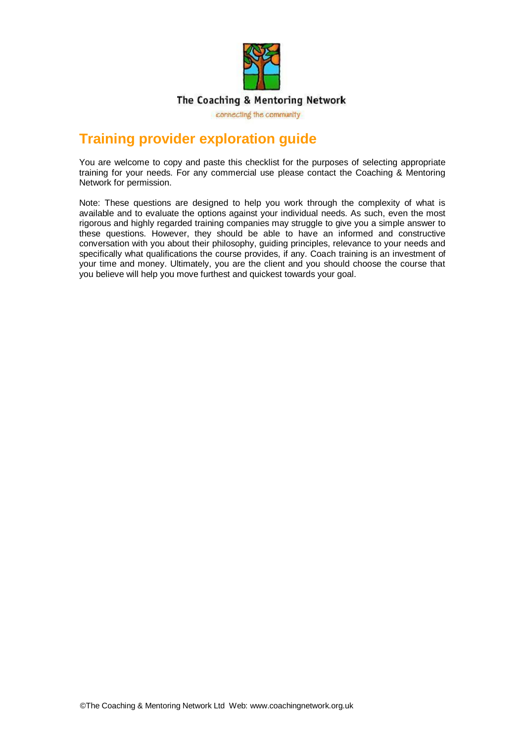The Coaching & Mentoring Network

connecting the community

# Training provider exploration guide

You are welcome to copy and paste this checklist for the purposes of selecting appropriate training for your needs. For any commercial use please contact the Coaching & Mentoring Network for permission.

Note: These questions are designed to help you work through the complexity of what is available and to evaluate the options against your individual needs. As such, even the most rigorous and highly regarded training companies may struggle to give you a simple answer to these questions. However, they should be able to have an informed and constructive conversation with you about their philosophy, guiding principles, relevance to your needs and specifically what qualifications the course provides, if any. Coach training is an investment of your time and money. Ultimately, you are the client and you should choose the course that you believe will help you move furthest and quickest towards your goal.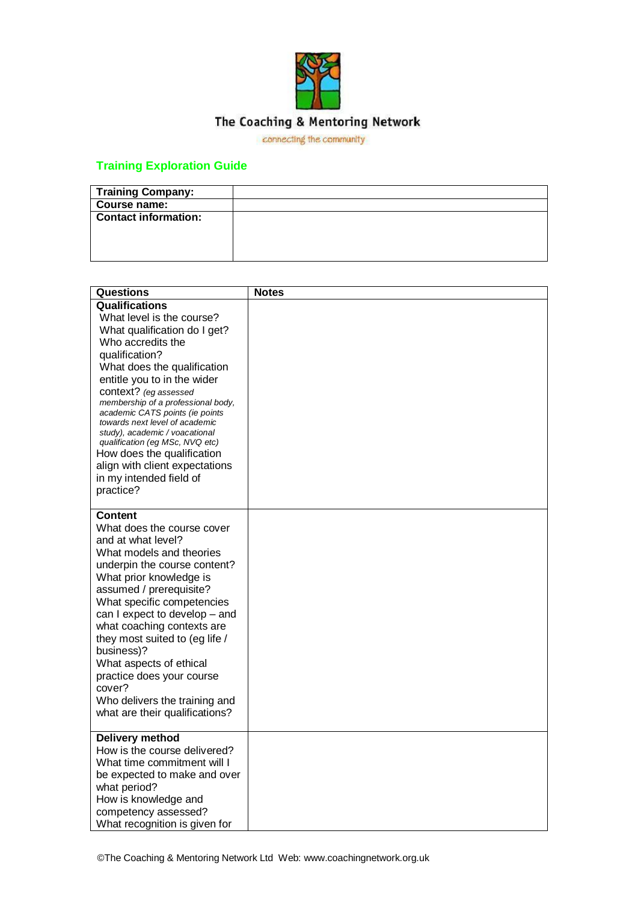The Coaching & Mentoring Network

connecting the community

## Training Exploration Guide

| Training Company: | |
|---|---|
| Course name: | |
| Contact information: | |

| Questions | Notes |
|---|---|
| **Qualifications**<br>What level is the course?<br>What qualification do I get?<br>Who accredits the qualification?<br>What does the qualification entitle you to in the wider context? *(eg assessed membership of a professional body, academic CATS points (ie points towards next level of academic study), academic / voacational qualification (eg MSc, NVQ etc)*<br>How does the qualification align with client expectations in my intended field of practice? | |
| **Content**<br>What does the course cover and at what level?<br>What models and theories underpin the course content?<br>What prior knowledge is assumed / prerequisite?<br>What specific competencies can I expect to develop – and what coaching contexts are they most suited to (eg life / business)?<br>What aspects of ethical practice does your course cover?<br>Who delivers the training and what are their qualifications? | |
| **Delivery method**<br>How is the course delivered?<br>What time commitment will I be expected to make and over what period?<br>How is knowledge and competency assessed?<br>What recognition is given for | |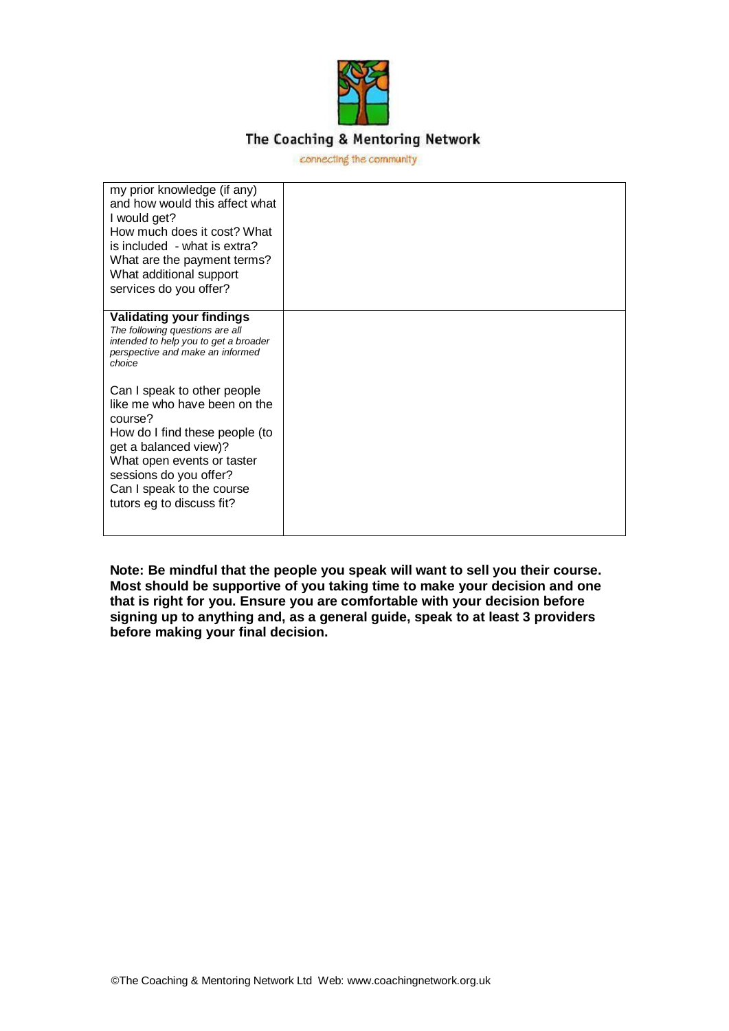The Coaching & Mentoring Network

connecting the community

| | |
|---|---|
| my prior knowledge (if any) and how would this affect what I would get?<br>How much does it cost? What is included - what is extra?<br>What are the payment terms?<br>What additional support services do you offer? | |
| **Validating your findings**<br>*The following questions are all intended to help you to get a broader perspective and make an informed choice*<br><br>Can I speak to other people like me who have been on the course?<br>How do I find these people (to get a balanced view)?<br>What open events or taster sessions do you offer?<br>Can I speak to the course tutors eg to discuss fit? | |

**Note: Be mindful that the people you speak will want to sell you their course. Most should be supportive of you taking time to make your decision and one that is right for you. Ensure you are comfortable with your decision before signing up to anything and, as a general guide, speak to at least 3 providers before making your final decision.**

©The Coaching & Mentoring Network Ltd Web: www.coachingnetwork.org.uk